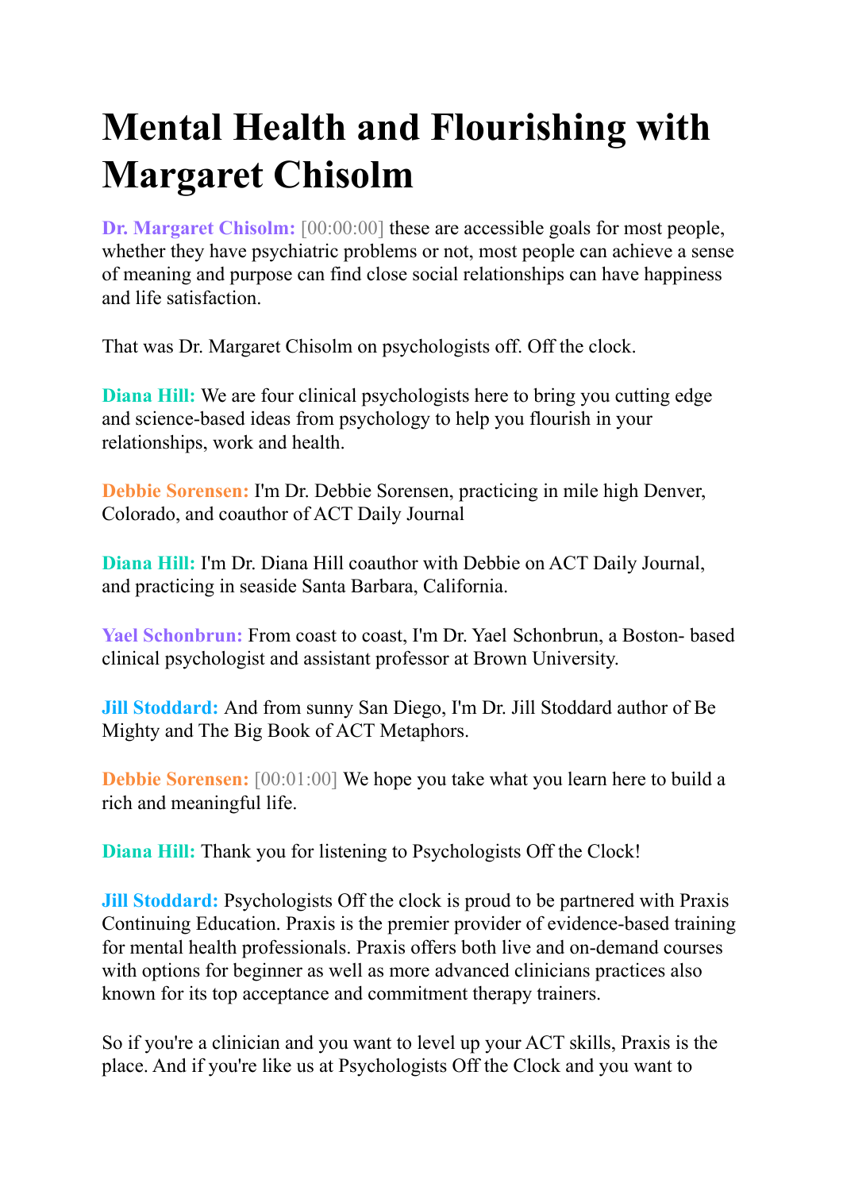# Mental Health and Flourishing with Margaret Chisolm

**Dr. Margaret Chisolm:** [00:00:00] these are accessible goals for most people, whether they have psychiatric problems or not, most people can achieve a sense of meaning and purpose can find close social relationships can have happiness and life satisfaction.

That was Dr. Margaret Chisolm on psychologists off. Off the clock.

**Diana Hill:** We are four clinical psychologists here to bring you cutting edge and science-based ideas from psychology to help you flourish in your relationships, work and health.

**Debbie Sorensen:** I'm Dr. Debbie Sorensen, practicing in mile high Denver, Colorado, and coauthor of ACT Daily Journal

**Diana Hill:** I'm Dr. Diana Hill coauthor with Debbie on ACT Daily Journal, and practicing in seaside Santa Barbara, California.

**Yael Schonbrun:** From coast to coast, I'm Dr. Yael Schonbrun, a Boston- based clinical psychologist and assistant professor at Brown University.

**Jill Stoddard:** And from sunny San Diego, I'm Dr. Jill Stoddard author of Be Mighty and The Big Book of ACT Metaphors.

**Debbie Sorensen:** [00:01:00] We hope you take what you learn here to build a rich and meaningful life.

**Diana Hill:** Thank you for listening to Psychologists Off the Clock!

**Jill Stoddard:** Psychologists Off the clock is proud to be partnered with Praxis Continuing Education. Praxis is the premier provider of evidence-based training for mental health professionals. Praxis offers both live and on-demand courses with options for beginner as well as more advanced clinicians practices also known for its top acceptance and commitment therapy trainers.

So if you're a clinician and you want to level up your ACT skills, Praxis is the place. And if you're like us at Psychologists Off the Clock and you want to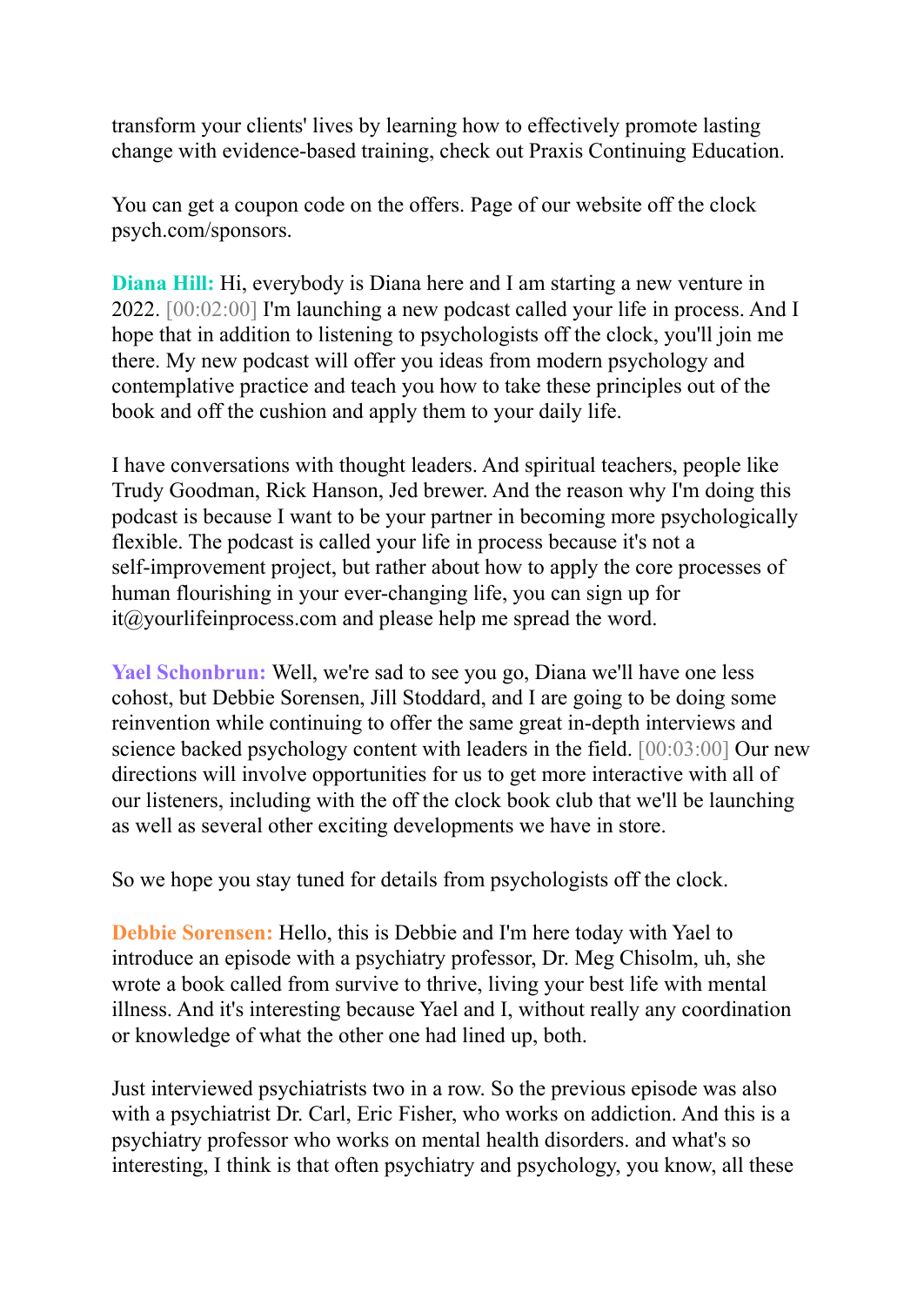transform your clients' lives by learning how to effectively promote lasting change with evidence-based training, check out Praxis Continuing Education.

You can get a coupon code on the offers. Page of our website off the clock psych.com/sponsors.

**Diana Hill:** Hi, everybody is Diana here and I am starting a new venture in 2022. [00:02:00] I'm launching a new podcast called your life in process. And I hope that in addition to listening to psychologists off the clock, you'll join me there. My new podcast will offer you ideas from modern psychology and contemplative practice and teach you how to take these principles out of the book and off the cushion and apply them to your daily life.

I have conversations with thought leaders. And spiritual teachers, people like Trudy Goodman, Rick Hanson, Jed brewer. And the reason why I'm doing this podcast is because I want to be your partner in becoming more psychologically flexible. The podcast is called your life in process because it's not a self-improvement project, but rather about how to apply the core processes of human flourishing in your ever-changing life, you can sign up for it@yourlifeinprocess.com and please help me spread the word.

**Yael Schonbrun:** Well, we're sad to see you go, Diana we'll have one less cohost, but Debbie Sorensen, Jill Stoddard, and I are going to be doing some reinvention while continuing to offer the same great in-depth interviews and science backed psychology content with leaders in the field. [00:03:00] Our new directions will involve opportunities for us to get more interactive with all of our listeners, including with the off the clock book club that we'll be launching as well as several other exciting developments we have in store.

So we hope you stay tuned for details from psychologists off the clock.

**Debbie Sorensen:** Hello, this is Debbie and I'm here today with Yael to introduce an episode with a psychiatry professor, Dr. Meg Chisolm, uh, she wrote a book called from survive to thrive, living your best life with mental illness. And it's interesting because Yael and I, without really any coordination or knowledge of what the other one had lined up, both.

Just interviewed psychiatrists two in a row. So the previous episode was also with a psychiatrist Dr. Carl, Eric Fisher, who works on addiction. And this is a psychiatry professor who works on mental health disorders. and what's so interesting, I think is that often psychiatry and psychology, you know, all these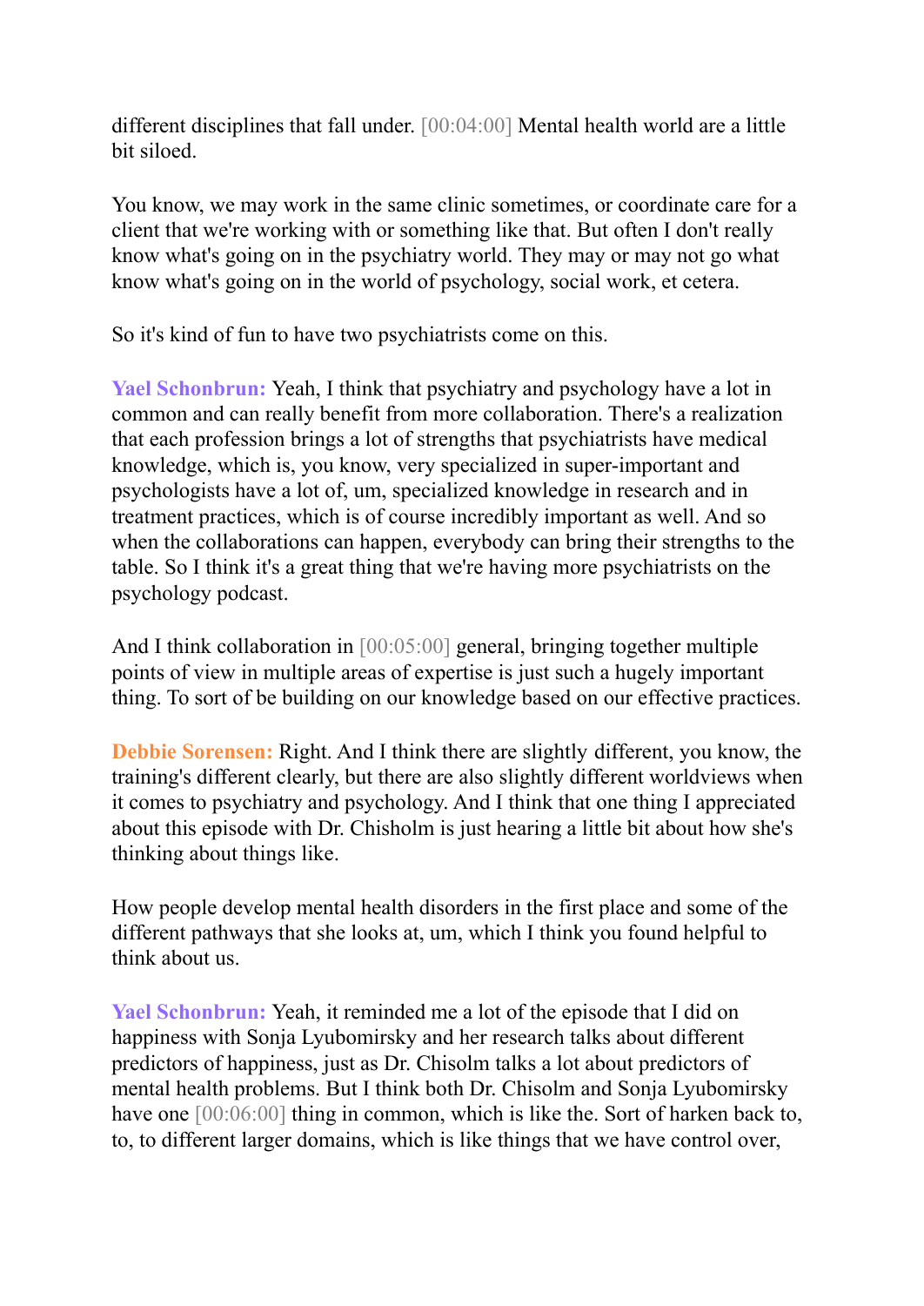different disciplines that fall under. [00:04:00] Mental health world are a little bit siloed.

You know, we may work in the same clinic sometimes, or coordinate care for a client that we're working with or something like that. But often I don't really know what's going on in the psychiatry world. They may or may not go what know what's going on in the world of psychology, social work, et cetera.

So it's kind of fun to have two psychiatrists come on this.

**Yael Schonbrun:** Yeah, I think that psychiatry and psychology have a lot in common and can really benefit from more collaboration. There's a realization that each profession brings a lot of strengths that psychiatrists have medical knowledge, which is, you know, very specialized in super-important and psychologists have a lot of, um, specialized knowledge in research and in treatment practices, which is of course incredibly important as well. And so when the collaborations can happen, everybody can bring their strengths to the table. So I think it's a great thing that we're having more psychiatrists on the psychology podcast.

And I think collaboration in [00:05:00] general, bringing together multiple points of view in multiple areas of expertise is just such a hugely important thing. To sort of be building on our knowledge based on our effective practices.

**Debbie Sorensen:** Right. And I think there are slightly different, you know, the training's different clearly, but there are also slightly different worldviews when it comes to psychiatry and psychology. And I think that one thing I appreciated about this episode with Dr. Chisholm is just hearing a little bit about how she's thinking about things like.

How people develop mental health disorders in the first place and some of the different pathways that she looks at, um, which I think you found helpful to think about us.

**Yael Schonbrun:** Yeah, it reminded me a lot of the episode that I did on happiness with Sonja Lyubomirsky and her research talks about different predictors of happiness, just as Dr. Chisolm talks a lot about predictors of mental health problems. But I think both Dr. Chisolm and Sonja Lyubomirsky have one [00:06:00] thing in common, which is like the. Sort of harken back to, to, to different larger domains, which is like things that we have control over,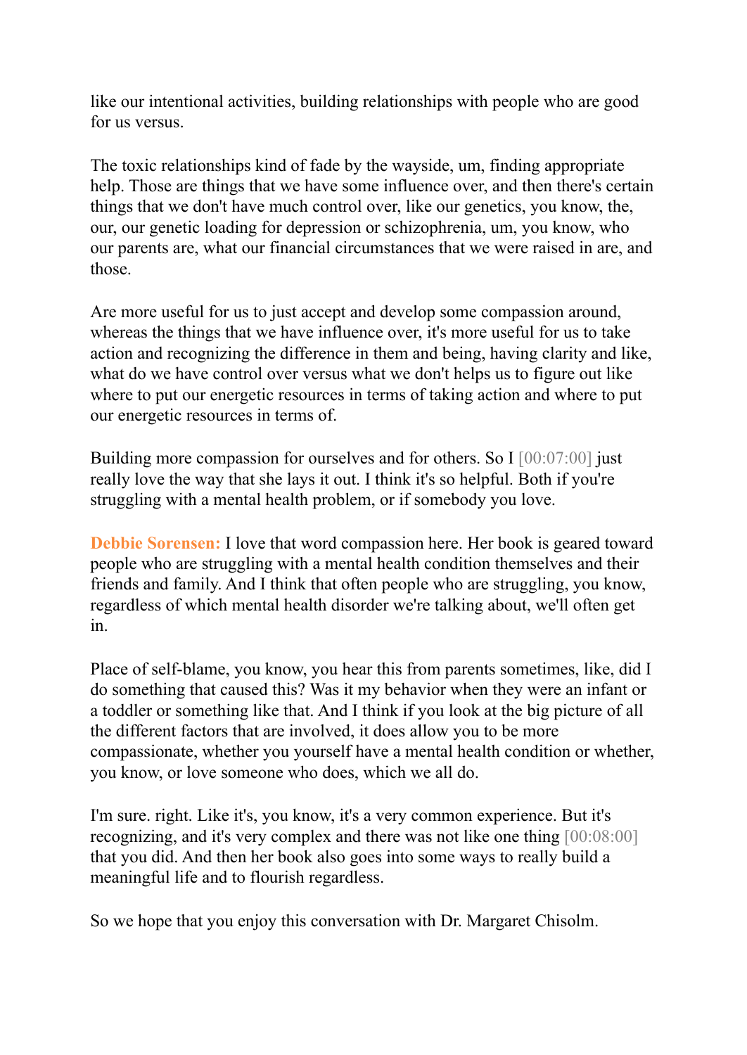like our intentional activities, building relationships with people who are good for us versus.

The toxic relationships kind of fade by the wayside, um, finding appropriate help. Those are things that we have some influence over, and then there's certain things that we don't have much control over, like our genetics, you know, the, our, our genetic loading for depression or schizophrenia, um, you know, who our parents are, what our financial circumstances that we were raised in are, and those.

Are more useful for us to just accept and develop some compassion around, whereas the things that we have influence over, it's more useful for us to take action and recognizing the difference in them and being, having clarity and like, what do we have control over versus what we don't helps us to figure out like where to put our energetic resources in terms of taking action and where to put our energetic resources in terms of.

Building more compassion for ourselves and for others. So I [00:07:00] just really love the way that she lays it out. I think it's so helpful. Both if you're struggling with a mental health problem, or if somebody you love.

**Debbie Sorensen:** I love that word compassion here. Her book is geared toward people who are struggling with a mental health condition themselves and their friends and family. And I think that often people who are struggling, you know, regardless of which mental health disorder we're talking about, we'll often get in.

Place of self-blame, you know, you hear this from parents sometimes, like, did I do something that caused this? Was it my behavior when they were an infant or a toddler or something like that. And I think if you look at the big picture of all the different factors that are involved, it does allow you to be more compassionate, whether you yourself have a mental health condition or whether, you know, or love someone who does, which we all do.

I'm sure. right. Like it's, you know, it's a very common experience. But it's recognizing, and it's very complex and there was not like one thing [00:08:00] that you did. And then her book also goes into some ways to really build a meaningful life and to flourish regardless.

So we hope that you enjoy this conversation with Dr. Margaret Chisolm.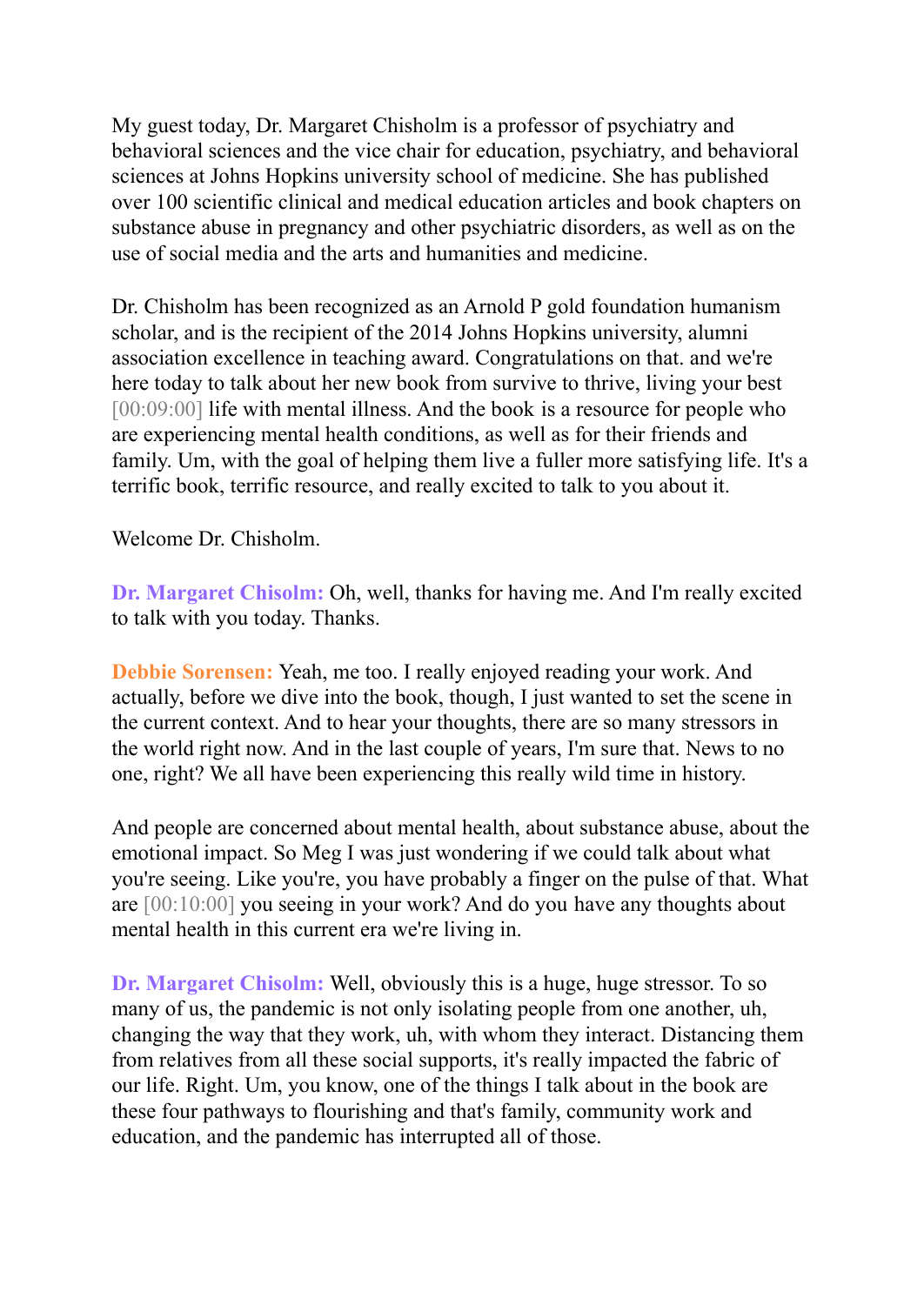My guest today, Dr. Margaret Chisholm is a professor of psychiatry and behavioral sciences and the vice chair for education, psychiatry, and behavioral sciences at Johns Hopkins university school of medicine. She has published over 100 scientific clinical and medical education articles and book chapters on substance abuse in pregnancy and other psychiatric disorders, as well as on the use of social media and the arts and humanities and medicine.

Dr. Chisholm has been recognized as an Arnold P gold foundation humanism scholar, and is the recipient of the 2014 Johns Hopkins university, alumni association excellence in teaching award. Congratulations on that. and we're here today to talk about her new book from survive to thrive, living your best [00:09:00] life with mental illness. And the book is a resource for people who are experiencing mental health conditions, as well as for their friends and family. Um, with the goal of helping them live a fuller more satisfying life. It's a terrific book, terrific resource, and really excited to talk to you about it.

Welcome Dr. Chisholm.

**Dr. Margaret Chisolm:** Oh, well, thanks for having me. And I'm really excited to talk with you today. Thanks.

**Debbie Sorensen:** Yeah, me too. I really enjoyed reading your work. And actually, before we dive into the book, though, I just wanted to set the scene in the current context. And to hear your thoughts, there are so many stressors in the world right now. And in the last couple of years, I'm sure that. News to no one, right? We all have been experiencing this really wild time in history.

And people are concerned about mental health, about substance abuse, about the emotional impact. So Meg I was just wondering if we could talk about what you're seeing. Like you're, you have probably a finger on the pulse of that. What are [00:10:00] you seeing in your work? And do you have any thoughts about mental health in this current era we're living in.

**Dr. Margaret Chisolm:** Well, obviously this is a huge, huge stressor. To so many of us, the pandemic is not only isolating people from one another, uh, changing the way that they work, uh, with whom they interact. Distancing them from relatives from all these social supports, it's really impacted the fabric of our life. Right. Um, you know, one of the things I talk about in the book are these four pathways to flourishing and that's family, community work and education, and the pandemic has interrupted all of those.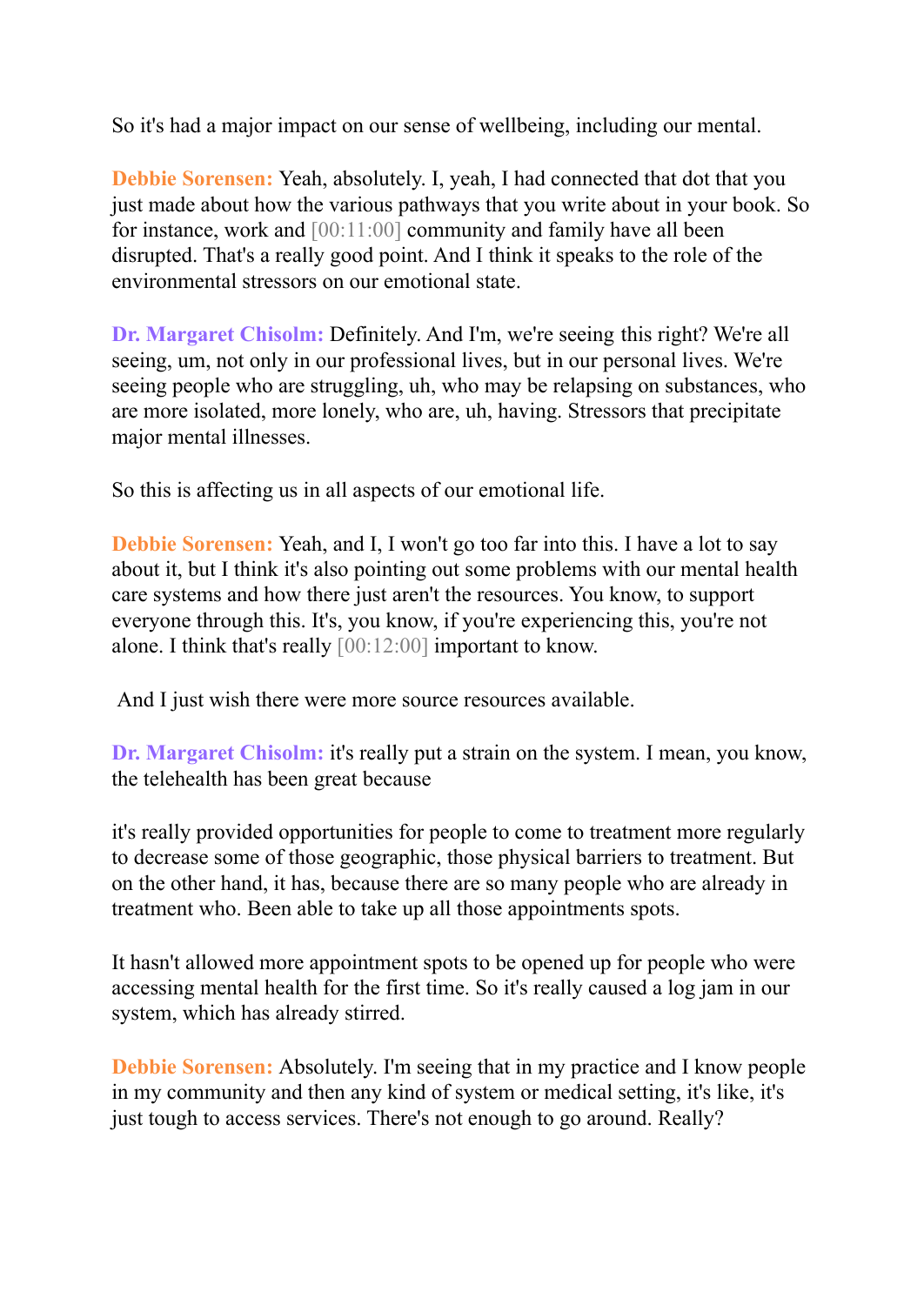So it's had a major impact on our sense of wellbeing, including our mental.

**Debbie Sorensen:** Yeah, absolutely. I, yeah, I had connected that dot that you just made about how the various pathways that you write about in your book. So for instance, work and [00:11:00] community and family have all been disrupted. That's a really good point. And I think it speaks to the role of the environmental stressors on our emotional state.

**Dr. Margaret Chisolm:** Definitely. And I'm, we're seeing this right? We're all seeing, um, not only in our professional lives, but in our personal lives. We're seeing people who are struggling, uh, who may be relapsing on substances, who are more isolated, more lonely, who are, uh, having. Stressors that precipitate major mental illnesses.

So this is affecting us in all aspects of our emotional life.

**Debbie Sorensen:** Yeah, and I, I won't go too far into this. I have a lot to say about it, but I think it's also pointing out some problems with our mental health care systems and how there just aren't the resources. You know, to support everyone through this. It's, you know, if you're experiencing this, you're not alone. I think that's really [00:12:00] important to know.

And I just wish there were more source resources available.

**Dr. Margaret Chisolm:** it's really put a strain on the system. I mean, you know, the telehealth has been great because

it's really provided opportunities for people to come to treatment more regularly to decrease some of those geographic, those physical barriers to treatment. But on the other hand, it has, because there are so many people who are already in treatment who. Been able to take up all those appointments spots.

It hasn't allowed more appointment spots to be opened up for people who were accessing mental health for the first time. So it's really caused a log jam in our system, which has already stirred.

**Debbie Sorensen:** Absolutely. I'm seeing that in my practice and I know people in my community and then any kind of system or medical setting, it's like, it's just tough to access services. There's not enough to go around. Really?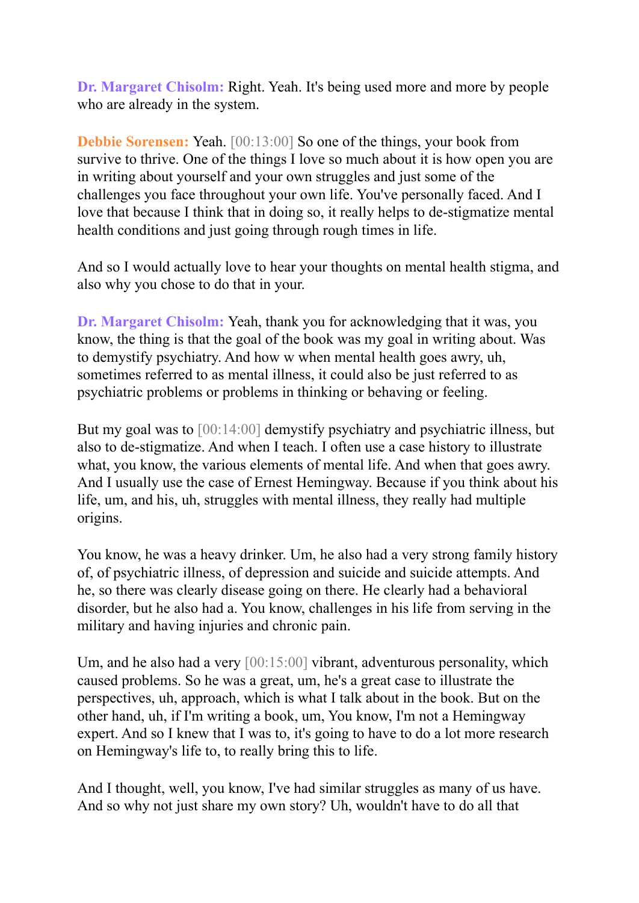**Dr. Margaret Chisolm:** Right. Yeah. It's being used more and more by people who are already in the system.

**Debbie Sorensen:** Yeah. [00:13:00] So one of the things, your book from survive to thrive. One of the things I love so much about it is how open you are in writing about yourself and your own struggles and just some of the challenges you face throughout your own life. You've personally faced. And I love that because I think that in doing so, it really helps to de-stigmatize mental health conditions and just going through rough times in life.

And so I would actually love to hear your thoughts on mental health stigma, and also why you chose to do that in your.

**Dr. Margaret Chisolm:** Yeah, thank you for acknowledging that it was, you know, the thing is that the goal of the book was my goal in writing about. Was to demystify psychiatry. And how w when mental health goes awry, uh, sometimes referred to as mental illness, it could also be just referred to as psychiatric problems or problems in thinking or behaving or feeling.

But my goal was to [00:14:00] demystify psychiatry and psychiatric illness, but also to de-stigmatize. And when I teach. I often use a case history to illustrate what, you know, the various elements of mental life. And when that goes awry. And I usually use the case of Ernest Hemingway. Because if you think about his life, um, and his, uh, struggles with mental illness, they really had multiple origins.

You know, he was a heavy drinker. Um, he also had a very strong family history of, of psychiatric illness, of depression and suicide and suicide attempts. And he, so there was clearly disease going on there. He clearly had a behavioral disorder, but he also had a. You know, challenges in his life from serving in the military and having injuries and chronic pain.

Um, and he also had a very [00:15:00] vibrant, adventurous personality, which caused problems. So he was a great, um, he's a great case to illustrate the perspectives, uh, approach, which is what I talk about in the book. But on the other hand, uh, if I'm writing a book, um, You know, I'm not a Hemingway expert. And so I knew that I was to, it's going to have to do a lot more research on Hemingway's life to, to really bring this to life.

And I thought, well, you know, I've had similar struggles as many of us have. And so why not just share my own story? Uh, wouldn't have to do all that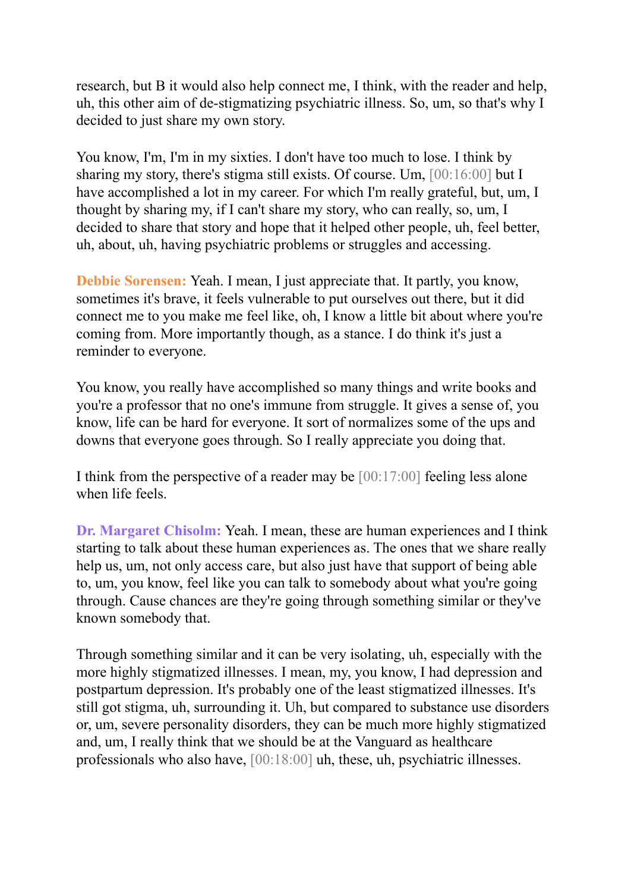research, but B it would also help connect me, I think, with the reader and help, uh, this other aim of de-stigmatizing psychiatric illness. So, um, so that's why I decided to just share my own story.

You know, I'm, I'm in my sixties. I don't have too much to lose. I think by sharing my story, there's stigma still exists. Of course. Um, [00:16:00] but I have accomplished a lot in my career. For which I'm really grateful, but, um, I thought by sharing my, if I can't share my story, who can really, so, um, I decided to share that story and hope that it helped other people, uh, feel better, uh, about, uh, having psychiatric problems or struggles and accessing.

**Debbie Sorensen:** Yeah. I mean, I just appreciate that. It partly, you know, sometimes it's brave, it feels vulnerable to put ourselves out there, but it did connect me to you make me feel like, oh, I know a little bit about where you're coming from. More importantly though, as a stance. I do think it's just a reminder to everyone.

You know, you really have accomplished so many things and write books and you're a professor that no one's immune from struggle. It gives a sense of, you know, life can be hard for everyone. It sort of normalizes some of the ups and downs that everyone goes through. So I really appreciate you doing that.

I think from the perspective of a reader may be [00:17:00] feeling less alone when life feels.

**Dr. Margaret Chisolm:** Yeah. I mean, these are human experiences and I think starting to talk about these human experiences as. The ones that we share really help us, um, not only access care, but also just have that support of being able to, um, you know, feel like you can talk to somebody about what you're going through. Cause chances are they're going through something similar or they've known somebody that.

Through something similar and it can be very isolating, uh, especially with the more highly stigmatized illnesses. I mean, my, you know, I had depression and postpartum depression. It's probably one of the least stigmatized illnesses. It's still got stigma, uh, surrounding it. Uh, but compared to substance use disorders or, um, severe personality disorders, they can be much more highly stigmatized and, um, I really think that we should be at the Vanguard as healthcare professionals who also have, [00:18:00] uh, these, uh, psychiatric illnesses.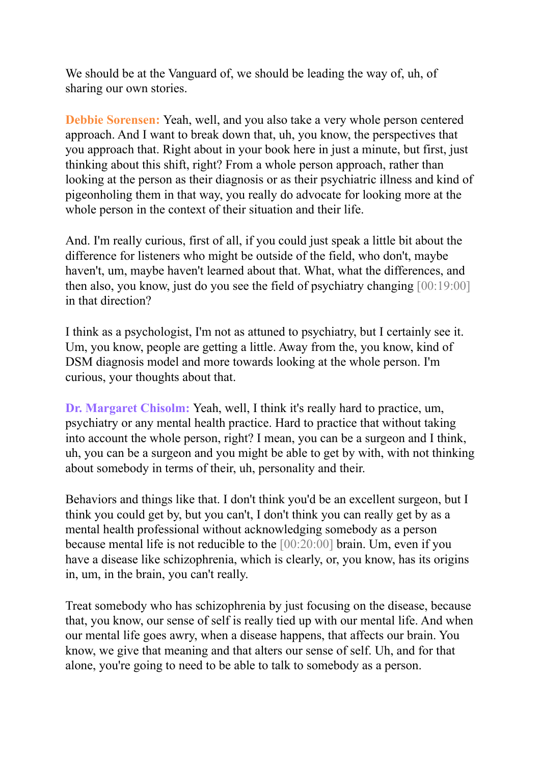We should be at the Vanguard of, we should be leading the way of, uh, of sharing our own stories.

**Debbie Sorensen:** Yeah, well, and you also take a very whole person centered approach. And I want to break down that, uh, you know, the perspectives that you approach that. Right about in your book here in just a minute, but first, just thinking about this shift, right? From a whole person approach, rather than looking at the person as their diagnosis or as their psychiatric illness and kind of pigeonholing them in that way, you really do advocate for looking more at the whole person in the context of their situation and their life.

And. I'm really curious, first of all, if you could just speak a little bit about the difference for listeners who might be outside of the field, who don't, maybe haven't, um, maybe haven't learned about that. What, what the differences, and then also, you know, just do you see the field of psychiatry changing [00:19:00] in that direction?

I think as a psychologist, I'm not as attuned to psychiatry, but I certainly see it. Um, you know, people are getting a little. Away from the, you know, kind of DSM diagnosis model and more towards looking at the whole person. I'm curious, your thoughts about that.

**Dr. Margaret Chisolm:** Yeah, well, I think it's really hard to practice, um, psychiatry or any mental health practice. Hard to practice that without taking into account the whole person, right? I mean, you can be a surgeon and I think, uh, you can be a surgeon and you might be able to get by with, with not thinking about somebody in terms of their, uh, personality and their.

Behaviors and things like that. I don't think you'd be an excellent surgeon, but I think you could get by, but you can't, I don't think you can really get by as a mental health professional without acknowledging somebody as a person because mental life is not reducible to the [00:20:00] brain. Um, even if you have a disease like schizophrenia, which is clearly, or, you know, has its origins in, um, in the brain, you can't really.

Treat somebody who has schizophrenia by just focusing on the disease, because that, you know, our sense of self is really tied up with our mental life. And when our mental life goes awry, when a disease happens, that affects our brain. You know, we give that meaning and that alters our sense of self. Uh, and for that alone, you're going to need to be able to talk to somebody as a person.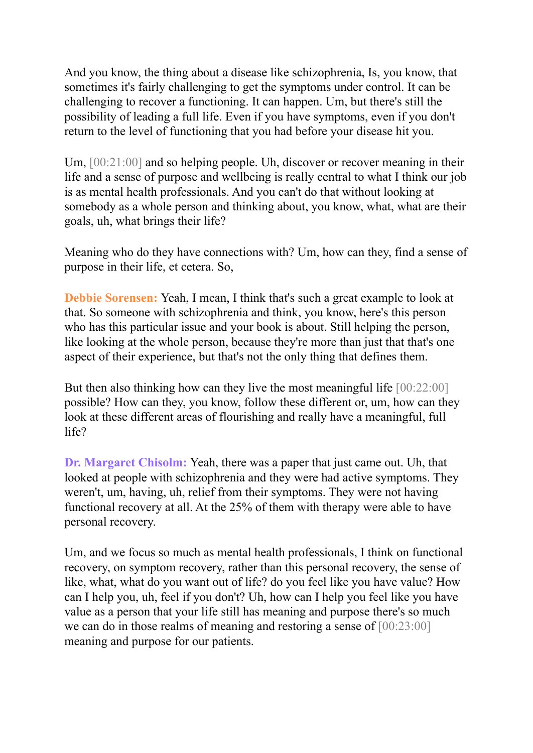And you know, the thing about a disease like schizophrenia, Is, you know, that sometimes it's fairly challenging to get the symptoms under control. It can be challenging to recover a functioning. It can happen. Um, but there's still the possibility of leading a full life. Even if you have symptoms, even if you don't return to the level of functioning that you had before your disease hit you.

Um, [00:21:00] and so helping people. Uh, discover or recover meaning in their life and a sense of purpose and wellbeing is really central to what I think our job is as mental health professionals. And you can't do that without looking at somebody as a whole person and thinking about, you know, what, what are their goals, uh, what brings their life?

Meaning who do they have connections with? Um, how can they, find a sense of purpose in their life, et cetera. So,

**Debbie Sorensen:** Yeah, I mean, I think that's such a great example to look at that. So someone with schizophrenia and think, you know, here's this person who has this particular issue and your book is about. Still helping the person, like looking at the whole person, because they're more than just that that's one aspect of their experience, but that's not the only thing that defines them.

But then also thinking how can they live the most meaningful life [00:22:00] possible? How can they, you know, follow these different or, um, how can they look at these different areas of flourishing and really have a meaningful, full life?

**Dr. Margaret Chisolm:** Yeah, there was a paper that just came out. Uh, that looked at people with schizophrenia and they were had active symptoms. They weren't, um, having, uh, relief from their symptoms. They were not having functional recovery at all. At the 25% of them with therapy were able to have personal recovery.

Um, and we focus so much as mental health professionals, I think on functional recovery, on symptom recovery, rather than this personal recovery, the sense of like, what, what do you want out of life? do you feel like you have value? How can I help you, uh, feel if you don't? Uh, how can I help you feel like you have value as a person that your life still has meaning and purpose there's so much we can do in those realms of meaning and restoring a sense of [00:23:00] meaning and purpose for our patients.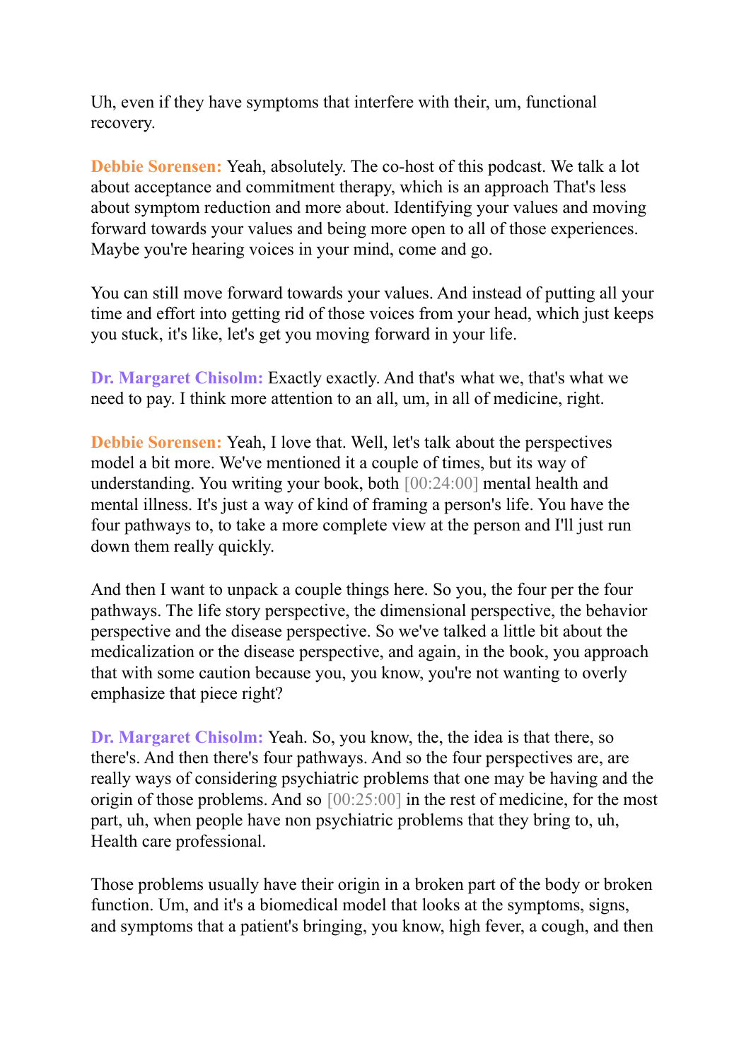Uh, even if they have symptoms that interfere with their, um, functional recovery.

**Debbie Sorensen:** Yeah, absolutely. The co-host of this podcast. We talk a lot about acceptance and commitment therapy, which is an approach That's less about symptom reduction and more about. Identifying your values and moving forward towards your values and being more open to all of those experiences. Maybe you're hearing voices in your mind, come and go.

You can still move forward towards your values. And instead of putting all your time and effort into getting rid of those voices from your head, which just keeps you stuck, it's like, let's get you moving forward in your life.

**Dr. Margaret Chisolm:** Exactly exactly. And that's what we, that's what we need to pay. I think more attention to an all, um, in all of medicine, right.

**Debbie Sorensen:** Yeah, I love that. Well, let's talk about the perspectives model a bit more. We've mentioned it a couple of times, but its way of understanding. You writing your book, both [00:24:00] mental health and mental illness. It's just a way of kind of framing a person's life. You have the four pathways to, to take a more complete view at the person and I'll just run down them really quickly.

And then I want to unpack a couple things here. So you, the four per the four pathways. The life story perspective, the dimensional perspective, the behavior perspective and the disease perspective. So we've talked a little bit about the medicalization or the disease perspective, and again, in the book, you approach that with some caution because you, you know, you're not wanting to overly emphasize that piece right?

**Dr. Margaret Chisolm:** Yeah. So, you know, the, the idea is that there, so there's. And then there's four pathways. And so the four perspectives are, are really ways of considering psychiatric problems that one may be having and the origin of those problems. And so [00:25:00] in the rest of medicine, for the most part, uh, when people have non psychiatric problems that they bring to, uh, Health care professional.

Those problems usually have their origin in a broken part of the body or broken function. Um, and it's a biomedical model that looks at the symptoms, signs, and symptoms that a patient's bringing, you know, high fever, a cough, and then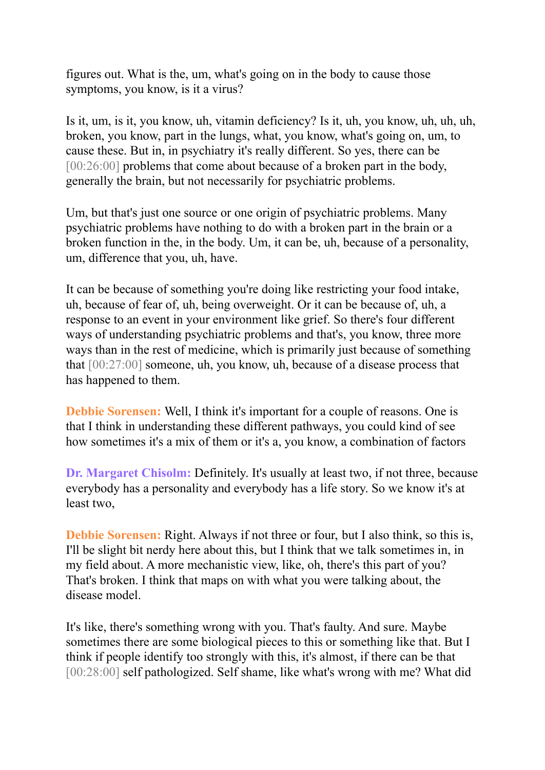figures out. What is the, um, what's going on in the body to cause those symptoms, you know, is it a virus?

Is it, um, is it, you know, uh, vitamin deficiency? Is it, uh, you know, uh, uh, uh, broken, you know, part in the lungs, what, you know, what's going on, um, to cause these. But in, in psychiatry it's really different. So yes, there can be [00:26:00] problems that come about because of a broken part in the body, generally the brain, but not necessarily for psychiatric problems.

Um, but that's just one source or one origin of psychiatric problems. Many psychiatric problems have nothing to do with a broken part in the brain or a broken function in the, in the body. Um, it can be, uh, because of a personality, um, difference that you, uh, have.

It can be because of something you're doing like restricting your food intake, uh, because of fear of, uh, being overweight. Or it can be because of, uh, a response to an event in your environment like grief. So there's four different ways of understanding psychiatric problems and that's, you know, three more ways than in the rest of medicine, which is primarily just because of something that [00:27:00] someone, uh, you know, uh, because of a disease process that has happened to them.

**Debbie Sorensen:** Well, I think it's important for a couple of reasons. One is that I think in understanding these different pathways, you could kind of see how sometimes it's a mix of them or it's a, you know, a combination of factors

**Dr. Margaret Chisolm:** Definitely. It's usually at least two, if not three, because everybody has a personality and everybody has a life story. So we know it's at least two,

**Debbie Sorensen:** Right. Always if not three or four, but I also think, so this is, I'll be slight bit nerdy here about this, but I think that we talk sometimes in, in my field about. A more mechanistic view, like, oh, there's this part of you? That's broken. I think that maps on with what you were talking about, the disease model.

It's like, there's something wrong with you. That's faulty. And sure. Maybe sometimes there are some biological pieces to this or something like that. But I think if people identify too strongly with this, it's almost, if there can be that [00:28:00] self pathologized. Self shame, like what's wrong with me? What did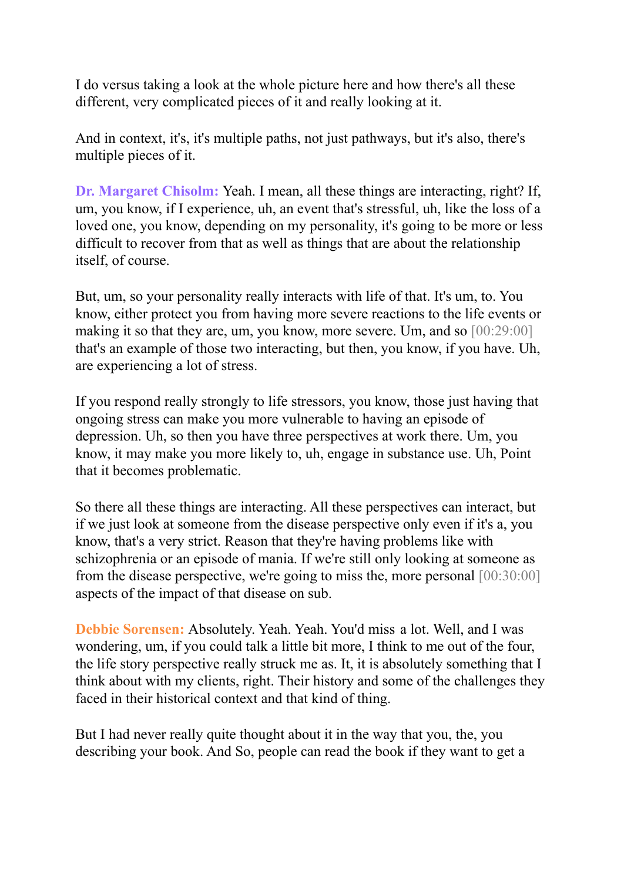I do versus taking a look at the whole picture here and how there's all these different, very complicated pieces of it and really looking at it.

And in context, it's, it's multiple paths, not just pathways, but it's also, there's multiple pieces of it.

**Dr. Margaret Chisolm:** Yeah. I mean, all these things are interacting, right? If, um, you know, if I experience, uh, an event that's stressful, uh, like the loss of a loved one, you know, depending on my personality, it's going to be more or less difficult to recover from that as well as things that are about the relationship itself, of course.

But, um, so your personality really interacts with life of that. It's um, to. You know, either protect you from having more severe reactions to the life events or making it so that they are, um, you know, more severe. Um, and so [00:29:00] that's an example of those two interacting, but then, you know, if you have. Uh, are experiencing a lot of stress.

If you respond really strongly to life stressors, you know, those just having that ongoing stress can make you more vulnerable to having an episode of depression. Uh, so then you have three perspectives at work there. Um, you know, it may make you more likely to, uh, engage in substance use. Uh, Point that it becomes problematic.

So there all these things are interacting. All these perspectives can interact, but if we just look at someone from the disease perspective only even if it's a, you know, that's a very strict. Reason that they're having problems like with schizophrenia or an episode of mania. If we're still only looking at someone as from the disease perspective, we're going to miss the, more personal [00:30:00] aspects of the impact of that disease on sub.

**Debbie Sorensen:** Absolutely. Yeah. Yeah. You'd miss a lot. Well, and I was wondering, um, if you could talk a little bit more, I think to me out of the four, the life story perspective really struck me as. It, it is absolutely something that I think about with my clients, right. Their history and some of the challenges they faced in their historical context and that kind of thing.

But I had never really quite thought about it in the way that you, the, you describing your book. And So, people can read the book if they want to get a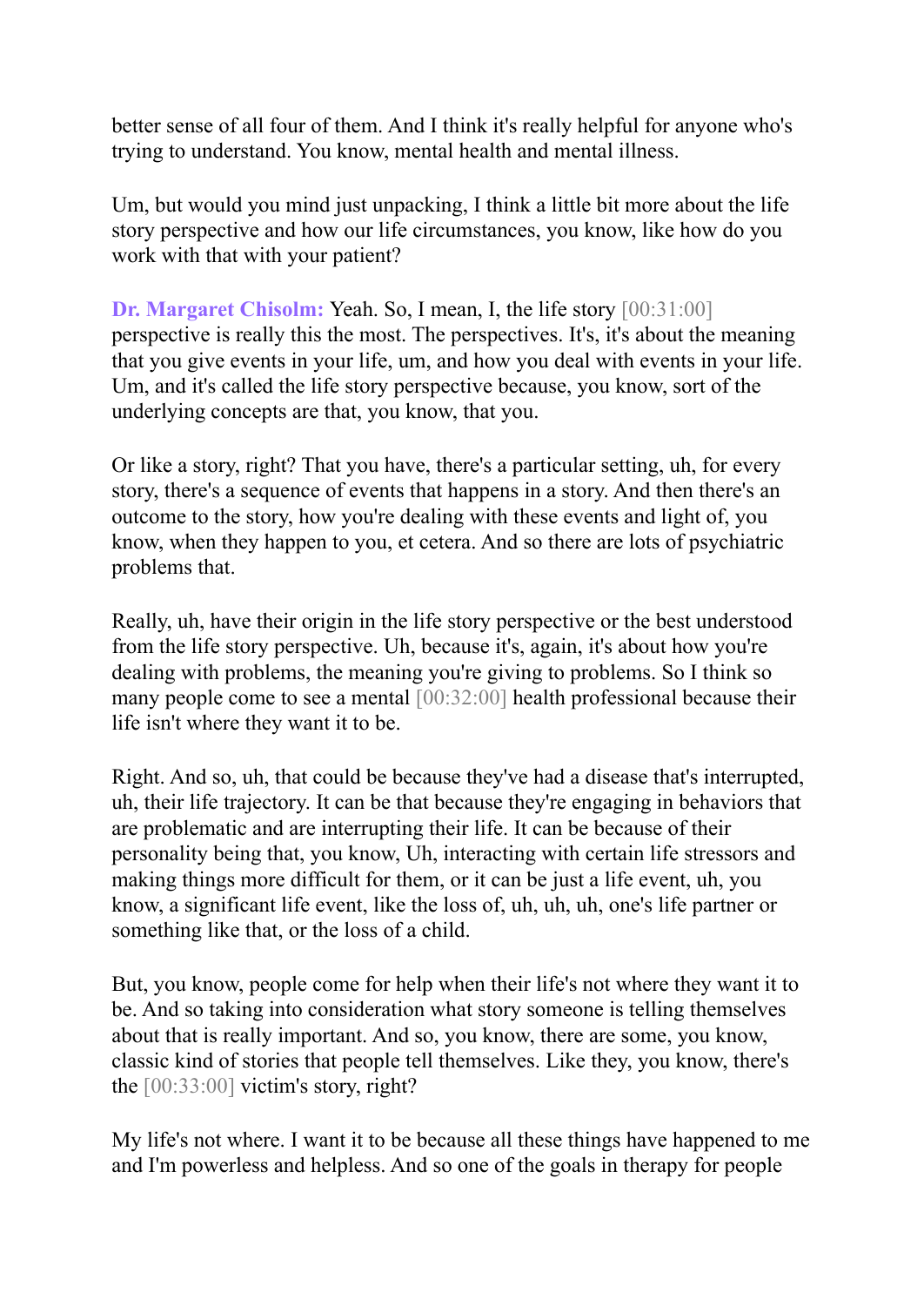better sense of all four of them. And I think it's really helpful for anyone who's trying to understand. You know, mental health and mental illness.

Um, but would you mind just unpacking, I think a little bit more about the life story perspective and how our life circumstances, you know, like how do you work with that with your patient?

**Dr. Margaret Chisolm:** Yeah. So, I mean, I, the life story [00:31:00] perspective is really this the most. The perspectives. It's, it's about the meaning that you give events in your life, um, and how you deal with events in your life. Um, and it's called the life story perspective because, you know, sort of the underlying concepts are that, you know, that you.

Or like a story, right? That you have, there's a particular setting, uh, for every story, there's a sequence of events that happens in a story. And then there's an outcome to the story, how you're dealing with these events and light of, you know, when they happen to you, et cetera. And so there are lots of psychiatric problems that.

Really, uh, have their origin in the life story perspective or the best understood from the life story perspective. Uh, because it's, again, it's about how you're dealing with problems, the meaning you're giving to problems. So I think so many people come to see a mental [00:32:00] health professional because their life isn't where they want it to be.

Right. And so, uh, that could be because they've had a disease that's interrupted, uh, their life trajectory. It can be that because they're engaging in behaviors that are problematic and are interrupting their life. It can be because of their personality being that, you know, Uh, interacting with certain life stressors and making things more difficult for them, or it can be just a life event, uh, you know, a significant life event, like the loss of, uh, uh, uh, one's life partner or something like that, or the loss of a child.

But, you know, people come for help when their life's not where they want it to be. And so taking into consideration what story someone is telling themselves about that is really important. And so, you know, there are some, you know, classic kind of stories that people tell themselves. Like they, you know, there's the [00:33:00] victim's story, right?

My life's not where. I want it to be because all these things have happened to me and I'm powerless and helpless. And so one of the goals in therapy for people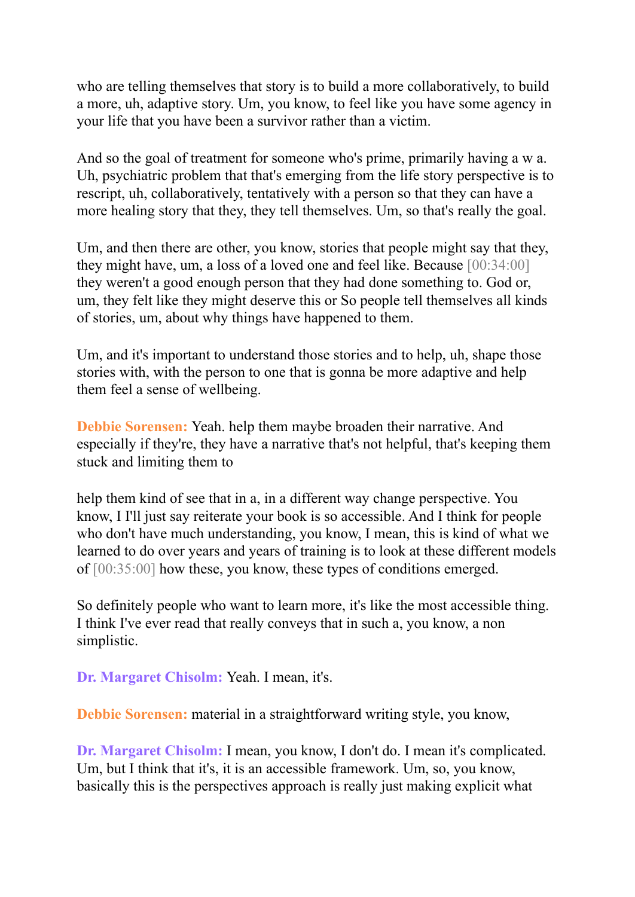who are telling themselves that story is to build a more collaboratively, to build a more, uh, adaptive story. Um, you know, to feel like you have some agency in your life that you have been a survivor rather than a victim.

And so the goal of treatment for someone who's prime, primarily having a w a. Uh, psychiatric problem that that's emerging from the life story perspective is to rescript, uh, collaboratively, tentatively with a person so that they can have a more healing story that they, they tell themselves. Um, so that's really the goal.

Um, and then there are other, you know, stories that people might say that they, they might have, um, a loss of a loved one and feel like. Because [00:34:00] they weren't a good enough person that they had done something to. God or, um, they felt like they might deserve this or So people tell themselves all kinds of stories, um, about why things have happened to them.

Um, and it's important to understand those stories and to help, uh, shape those stories with, with the person to one that is gonna be more adaptive and help them feel a sense of wellbeing.

**Debbie Sorensen:** Yeah. help them maybe broaden their narrative. And especially if they're, they have a narrative that's not helpful, that's keeping them stuck and limiting them to

help them kind of see that in a, in a different way change perspective. You know, I I'll just say reiterate your book is so accessible. And I think for people who don't have much understanding, you know, I mean, this is kind of what we learned to do over years and years of training is to look at these different models of [00:35:00] how these, you know, these types of conditions emerged.

So definitely people who want to learn more, it's like the most accessible thing. I think I've ever read that really conveys that in such a, you know, a non simplistic.

**Dr. Margaret Chisolm:** Yeah. I mean, it's.

**Debbie Sorensen:** material in a straightforward writing style, you know,

**Dr. Margaret Chisolm:** I mean, you know, I don't do. I mean it's complicated. Um, but I think that it's, it is an accessible framework. Um, so, you know, basically this is the perspectives approach is really just making explicit what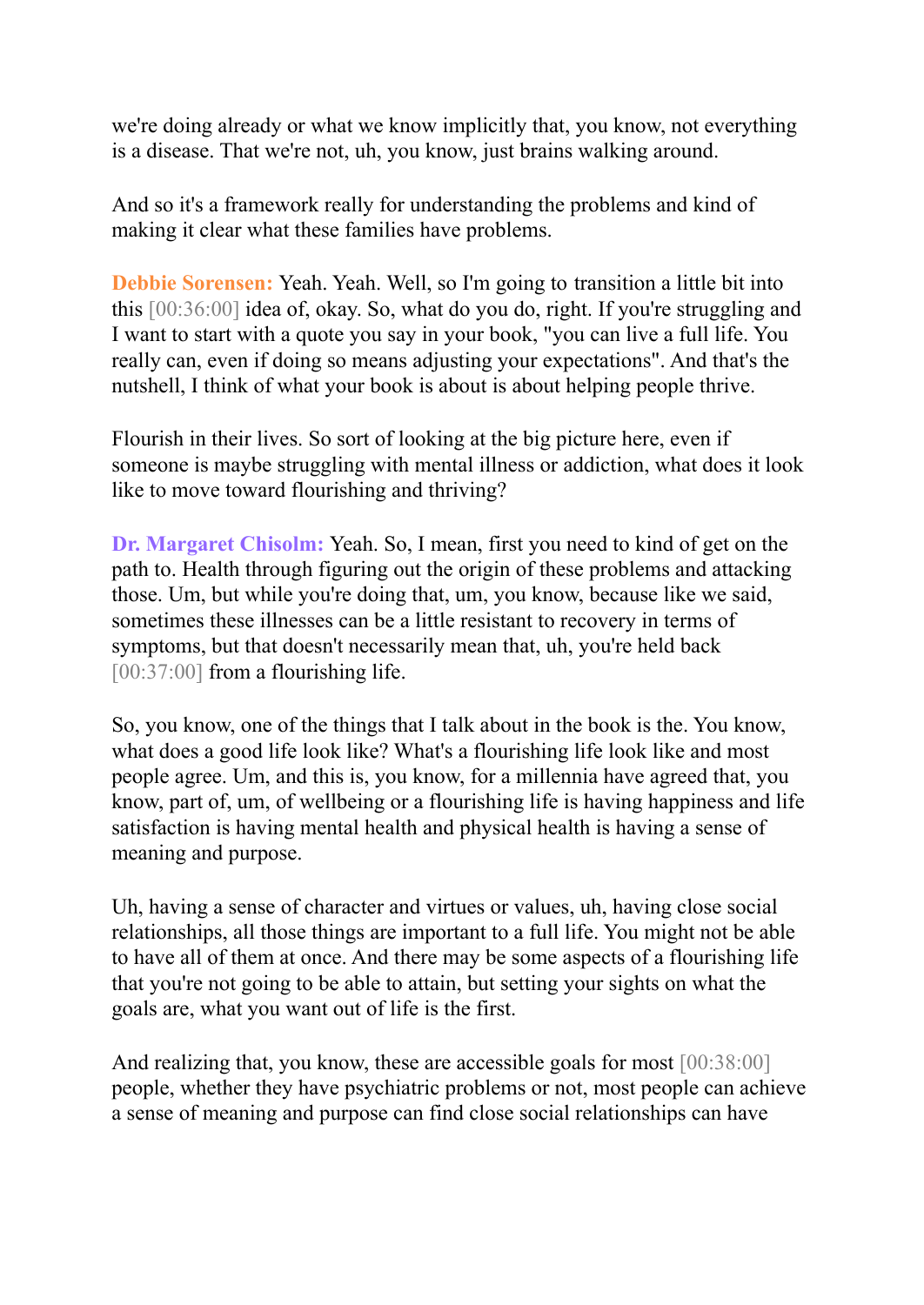we're doing already or what we know implicitly that, you know, not everything is a disease. That we're not, uh, you know, just brains walking around.

And so it's a framework really for understanding the problems and kind of making it clear what these families have problems.

**Debbie Sorensen:** Yeah. Yeah. Well, so I'm going to transition a little bit into this [00:36:00] idea of, okay. So, what do you do, right. If you're struggling and I want to start with a quote you say in your book, "you can live a full life. You really can, even if doing so means adjusting your expectations". And that's the nutshell, I think of what your book is about is about helping people thrive.

Flourish in their lives. So sort of looking at the big picture here, even if someone is maybe struggling with mental illness or addiction, what does it look like to move toward flourishing and thriving?

**Dr. Margaret Chisolm:** Yeah. So, I mean, first you need to kind of get on the path to. Health through figuring out the origin of these problems and attacking those. Um, but while you're doing that, um, you know, because like we said, sometimes these illnesses can be a little resistant to recovery in terms of symptoms, but that doesn't necessarily mean that, uh, you're held back [00:37:00] from a flourishing life.

So, you know, one of the things that I talk about in the book is the. You know, what does a good life look like? What's a flourishing life look like and most people agree. Um, and this is, you know, for a millennia have agreed that, you know, part of, um, of wellbeing or a flourishing life is having happiness and life satisfaction is having mental health and physical health is having a sense of meaning and purpose.

Uh, having a sense of character and virtues or values, uh, having close social relationships, all those things are important to a full life. You might not be able to have all of them at once. And there may be some aspects of a flourishing life that you're not going to be able to attain, but setting your sights on what the goals are, what you want out of life is the first.

And realizing that, you know, these are accessible goals for most [00:38:00] people, whether they have psychiatric problems or not, most people can achieve a sense of meaning and purpose can find close social relationships can have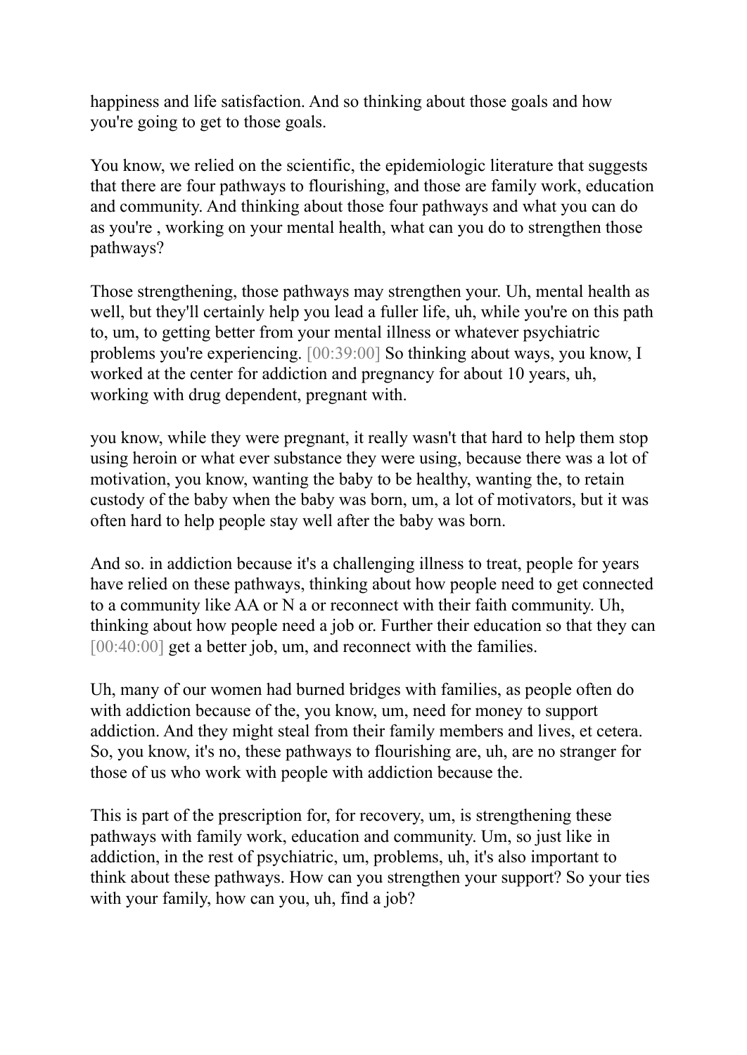happiness and life satisfaction. And so thinking about those goals and how you're going to get to those goals.

You know, we relied on the scientific, the epidemiologic literature that suggests that there are four pathways to flourishing, and those are family work, education and community. And thinking about those four pathways and what you can do as you're , working on your mental health, what can you do to strengthen those pathways?

Those strengthening, those pathways may strengthen your. Uh, mental health as well, but they'll certainly help you lead a fuller life, uh, while you're on this path to, um, to getting better from your mental illness or whatever psychiatric problems you're experiencing. [00:39:00] So thinking about ways, you know, I worked at the center for addiction and pregnancy for about 10 years, uh, working with drug dependent, pregnant with.

you know, while they were pregnant, it really wasn't that hard to help them stop using heroin or what ever substance they were using, because there was a lot of motivation, you know, wanting the baby to be healthy, wanting the, to retain custody of the baby when the baby was born, um, a lot of motivators, but it was often hard to help people stay well after the baby was born.

And so. in addiction because it's a challenging illness to treat, people for years have relied on these pathways, thinking about how people need to get connected to a community like AA or N a or reconnect with their faith community. Uh, thinking about how people need a job or. Further their education so that they can [00:40:00] get a better job, um, and reconnect with the families.

Uh, many of our women had burned bridges with families, as people often do with addiction because of the, you know, um, need for money to support addiction. And they might steal from their family members and lives, et cetera. So, you know, it's no, these pathways to flourishing are, uh, are no stranger for those of us who work with people with addiction because the.

This is part of the prescription for, for recovery, um, is strengthening these pathways with family work, education and community. Um, so just like in addiction, in the rest of psychiatric, um, problems, uh, it's also important to think about these pathways. How can you strengthen your support? So your ties with your family, how can you, uh, find a job?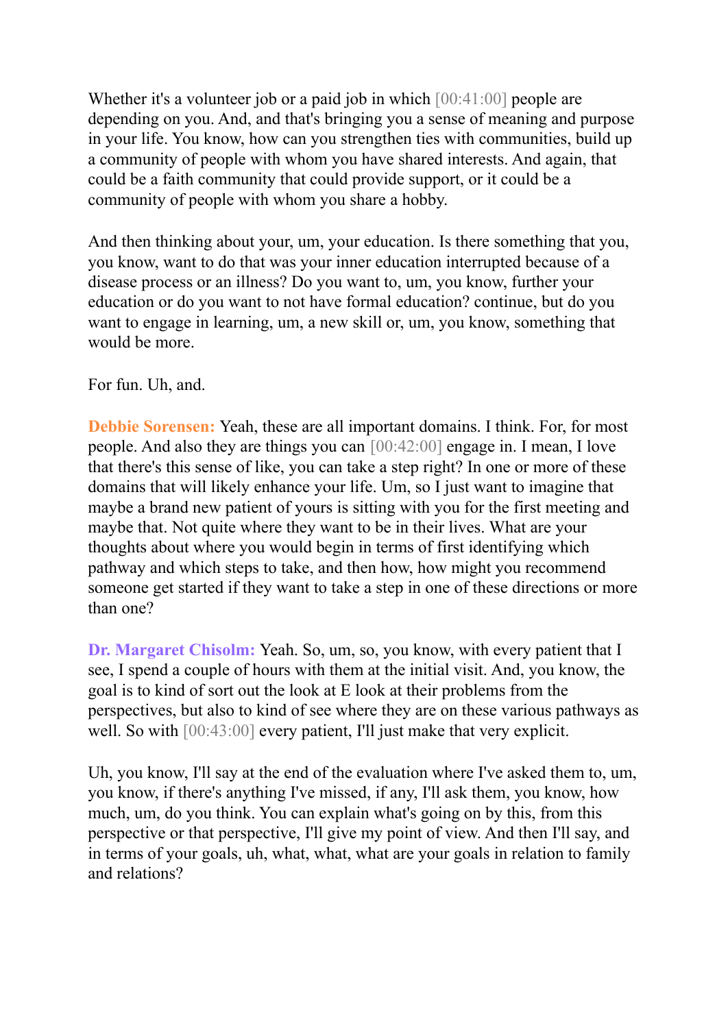Whether it's a volunteer job or a paid job in which [00:41:00] people are depending on you. And, and that's bringing you a sense of meaning and purpose in your life. You know, how can you strengthen ties with communities, build up a community of people with whom you have shared interests. And again, that could be a faith community that could provide support, or it could be a community of people with whom you share a hobby.

And then thinking about your, um, your education. Is there something that you, you know, want to do that was your inner education interrupted because of a disease process or an illness? Do you want to, um, you know, further your education or do you want to not have formal education? continue, but do you want to engage in learning, um, a new skill or, um, you know, something that would be more.

For fun. Uh, and.

**Debbie Sorensen:** Yeah, these are all important domains. I think. For, for most people. And also they are things you can [00:42:00] engage in. I mean, I love that there's this sense of like, you can take a step right? In one or more of these domains that will likely enhance your life. Um, so I just want to imagine that maybe a brand new patient of yours is sitting with you for the first meeting and maybe that. Not quite where they want to be in their lives. What are your thoughts about where you would begin in terms of first identifying which pathway and which steps to take, and then how, how might you recommend someone get started if they want to take a step in one of these directions or more than one?

**Dr. Margaret Chisolm:** Yeah. So, um, so, you know, with every patient that I see, I spend a couple of hours with them at the initial visit. And, you know, the goal is to kind of sort out the look at E look at their problems from the perspectives, but also to kind of see where they are on these various pathways as well. So with [00:43:00] every patient, I'll just make that very explicit.

Uh, you know, I'll say at the end of the evaluation where I've asked them to, um, you know, if there's anything I've missed, if any, I'll ask them, you know, how much, um, do you think. You can explain what's going on by this, from this perspective or that perspective, I'll give my point of view. And then I'll say, and in terms of your goals, uh, what, what, what are your goals in relation to family and relations?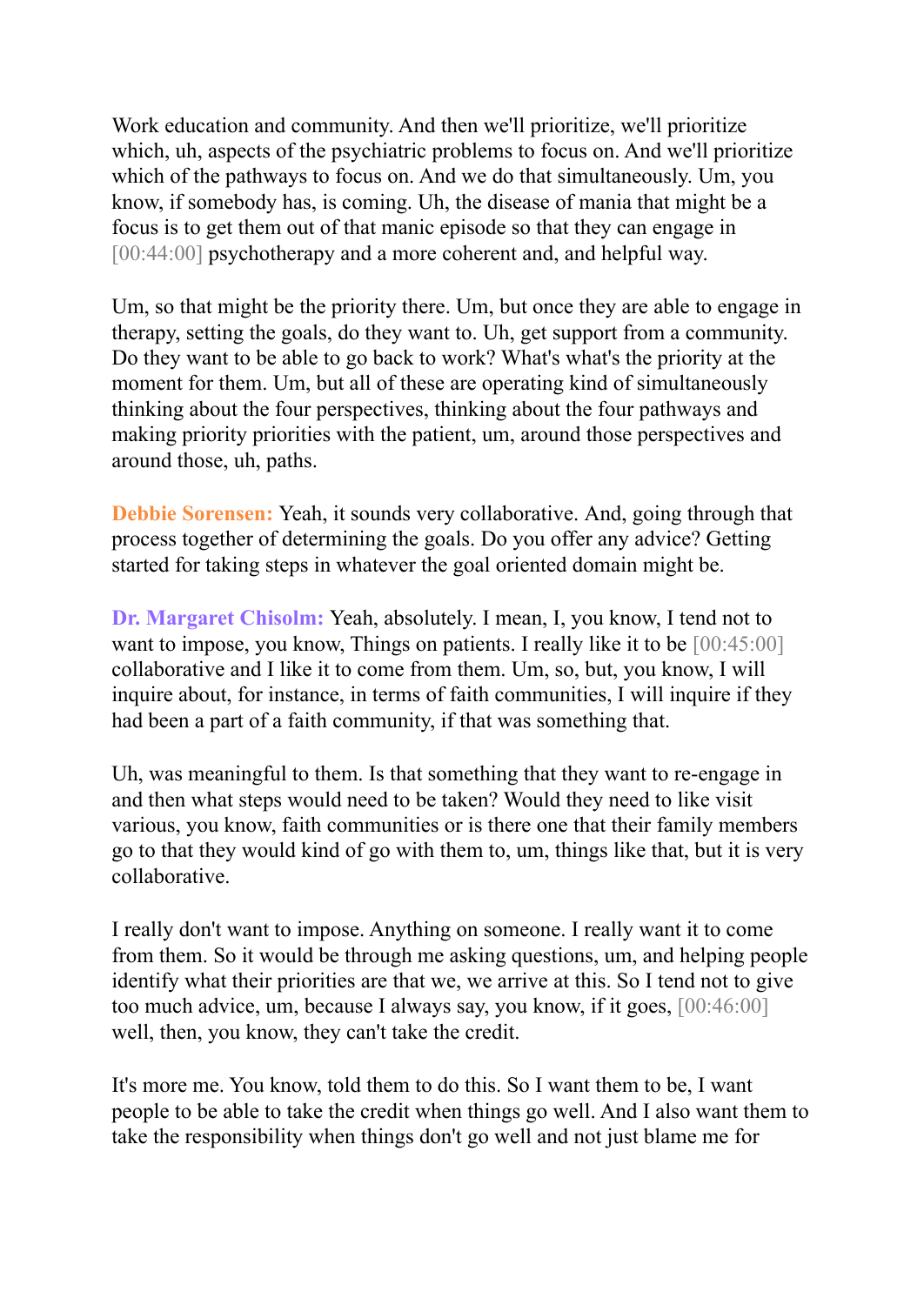Work education and community. And then we'll prioritize, we'll prioritize which, uh, aspects of the psychiatric problems to focus on. And we'll prioritize which of the pathways to focus on. And we do that simultaneously. Um, you know, if somebody has, is coming. Uh, the disease of mania that might be a focus is to get them out of that manic episode so that they can engage in [00:44:00] psychotherapy and a more coherent and, and helpful way.

Um, so that might be the priority there. Um, but once they are able to engage in therapy, setting the goals, do they want to. Uh, get support from a community. Do they want to be able to go back to work? What's what's the priority at the moment for them. Um, but all of these are operating kind of simultaneously thinking about the four perspectives, thinking about the four pathways and making priority priorities with the patient, um, around those perspectives and around those, uh, paths.

**Debbie Sorensen:** Yeah, it sounds very collaborative. And, going through that process together of determining the goals. Do you offer any advice? Getting started for taking steps in whatever the goal oriented domain might be.

**Dr. Margaret Chisolm:** Yeah, absolutely. I mean, I, you know, I tend not to want to impose, you know, Things on patients. I really like it to be [00:45:00] collaborative and I like it to come from them. Um, so, but, you know, I will inquire about, for instance, in terms of faith communities, I will inquire if they had been a part of a faith community, if that was something that.

Uh, was meaningful to them. Is that something that they want to re-engage in and then what steps would need to be taken? Would they need to like visit various, you know, faith communities or is there one that their family members go to that they would kind of go with them to, um, things like that, but it is very collaborative.

I really don't want to impose. Anything on someone. I really want it to come from them. So it would be through me asking questions, um, and helping people identify what their priorities are that we, we arrive at this. So I tend not to give too much advice, um, because I always say, you know, if it goes, [00:46:00] well, then, you know, they can't take the credit.

It's more me. You know, told them to do this. So I want them to be, I want people to be able to take the credit when things go well. And I also want them to take the responsibility when things don't go well and not just blame me for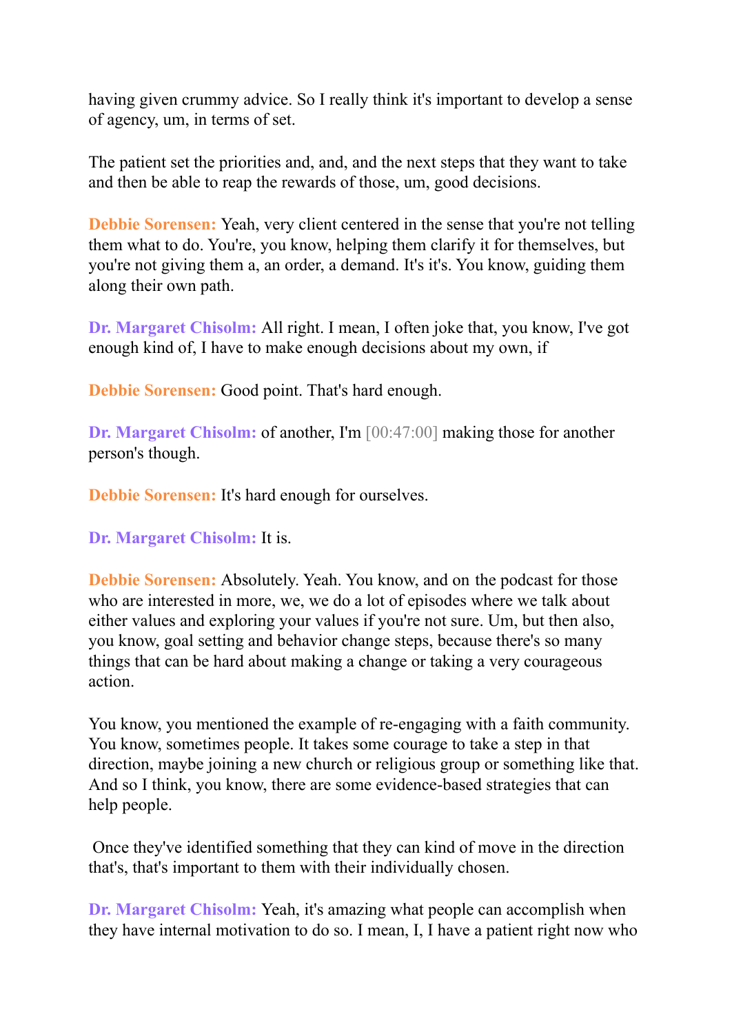having given crummy advice. So I really think it's important to develop a sense of agency, um, in terms of set.

The patient set the priorities and, and, and the next steps that they want to take and then be able to reap the rewards of those, um, good decisions.

**Debbie Sorensen:** Yeah, very client centered in the sense that you're not telling them what to do. You're, you know, helping them clarify it for themselves, but you're not giving them a, an order, a demand. It's it's. You know, guiding them along their own path.

**Dr. Margaret Chisolm:** All right. I mean, I often joke that, you know, I've got enough kind of, I have to make enough decisions about my own, if

**Debbie Sorensen:** Good point. That's hard enough.

**Dr. Margaret Chisolm:** of another, I'm [00:47:00] making those for another person's though.

**Debbie Sorensen:** It's hard enough for ourselves.

**Dr. Margaret Chisolm:** It is.

**Debbie Sorensen:** Absolutely. Yeah. You know, and on the podcast for those who are interested in more, we, we do a lot of episodes where we talk about either values and exploring your values if you're not sure. Um, but then also, you know, goal setting and behavior change steps, because there's so many things that can be hard about making a change or taking a very courageous action.

You know, you mentioned the example of re-engaging with a faith community. You know, sometimes people. It takes some courage to take a step in that direction, maybe joining a new church or religious group or something like that. And so I think, you know, there are some evidence-based strategies that can help people.

Once they've identified something that they can kind of move in the direction that's, that's important to them with their individually chosen.

**Dr. Margaret Chisolm:** Yeah, it's amazing what people can accomplish when they have internal motivation to do so. I mean, I, I have a patient right now who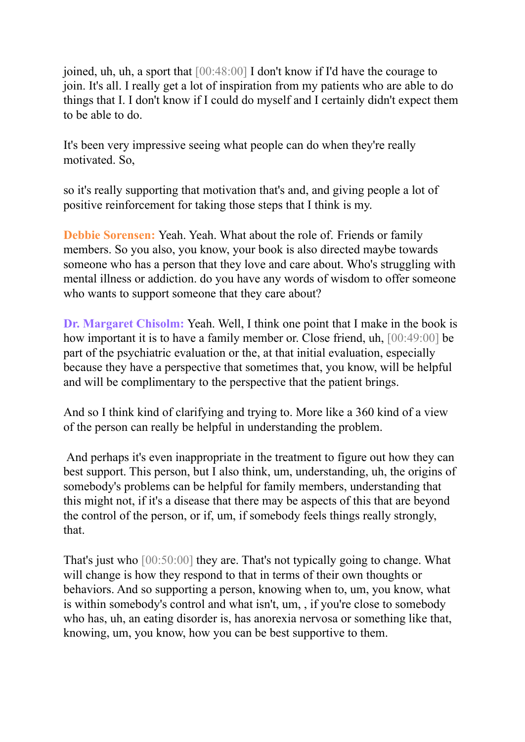joined, uh, uh, a sport that [00:48:00] I don't know if I'd have the courage to join. It's all. I really get a lot of inspiration from my patients who are able to do things that I. I don't know if I could do myself and I certainly didn't expect them to be able to do.

It's been very impressive seeing what people can do when they're really motivated. So,

so it's really supporting that motivation that's and, and giving people a lot of positive reinforcement for taking those steps that I think is my.

**Debbie Sorensen:** Yeah. Yeah. What about the role of. Friends or family members. So you also, you know, your book is also directed maybe towards someone who has a person that they love and care about. Who's struggling with mental illness or addiction. do you have any words of wisdom to offer someone who wants to support someone that they care about?

**Dr. Margaret Chisolm:** Yeah. Well, I think one point that I make in the book is how important it is to have a family member or. Close friend, uh, [00:49:00] be part of the psychiatric evaluation or the, at that initial evaluation, especially because they have a perspective that sometimes that, you know, will be helpful and will be complimentary to the perspective that the patient brings.

And so I think kind of clarifying and trying to. More like a 360 kind of a view of the person can really be helpful in understanding the problem.

And perhaps it's even inappropriate in the treatment to figure out how they can best support. This person, but I also think, um, understanding, uh, the origins of somebody's problems can be helpful for family members, understanding that this might not, if it's a disease that there may be aspects of this that are beyond the control of the person, or if, um, if somebody feels things really strongly, that.

That's just who [00:50:00] they are. That's not typically going to change. What will change is how they respond to that in terms of their own thoughts or behaviors. And so supporting a person, knowing when to, um, you know, what is within somebody's control and what isn't, um, , if you're close to somebody who has, uh, an eating disorder is, has anorexia nervosa or something like that, knowing, um, you know, how you can be best supportive to them.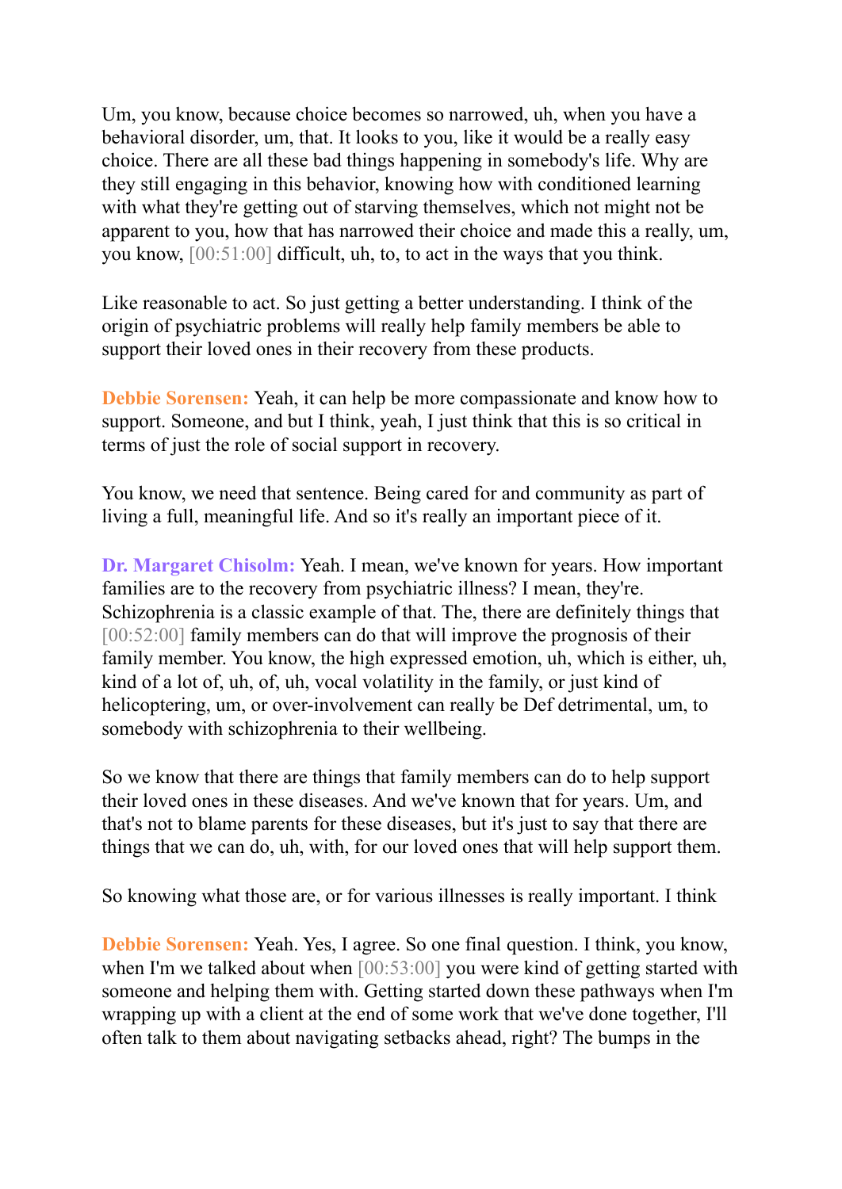Um, you know, because choice becomes so narrowed, uh, when you have a behavioral disorder, um, that. It looks to you, like it would be a really easy choice. There are all these bad things happening in somebody's life. Why are they still engaging in this behavior, knowing how with conditioned learning with what they're getting out of starving themselves, which not might not be apparent to you, how that has narrowed their choice and made this a really, um, you know, [00:51:00] difficult, uh, to, to act in the ways that you think.

Like reasonable to act. So just getting a better understanding. I think of the origin of psychiatric problems will really help family members be able to support their loved ones in their recovery from these products.

**Debbie Sorensen:** Yeah, it can help be more compassionate and know how to support. Someone, and but I think, yeah, I just think that this is so critical in terms of just the role of social support in recovery.

You know, we need that sentence. Being cared for and community as part of living a full, meaningful life. And so it's really an important piece of it.

**Dr. Margaret Chisolm:** Yeah. I mean, we've known for years. How important families are to the recovery from psychiatric illness? I mean, they're. Schizophrenia is a classic example of that. The, there are definitely things that [00:52:00] family members can do that will improve the prognosis of their family member. You know, the high expressed emotion, uh, which is either, uh, kind of a lot of, uh, of, uh, vocal volatility in the family, or just kind of helicoptering, um, or over-involvement can really be Def detrimental, um, to somebody with schizophrenia to their wellbeing.

So we know that there are things that family members can do to help support their loved ones in these diseases. And we've known that for years. Um, and that's not to blame parents for these diseases, but it's just to say that there are things that we can do, uh, with, for our loved ones that will help support them.

So knowing what those are, or for various illnesses is really important. I think

**Debbie Sorensen:** Yeah. Yes, I agree. So one final question. I think, you know, when I'm we talked about when [00:53:00] you were kind of getting started with someone and helping them with. Getting started down these pathways when I'm wrapping up with a client at the end of some work that we've done together, I'll often talk to them about navigating setbacks ahead, right? The bumps in the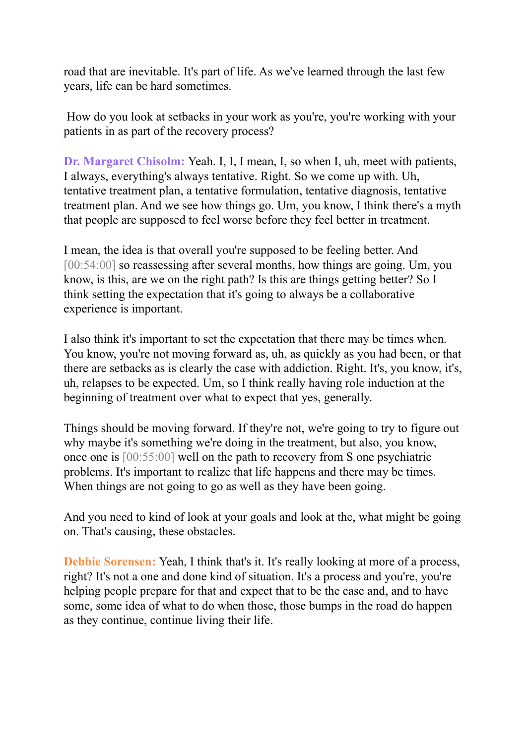road that are inevitable. It's part of life. As we've learned through the last few years, life can be hard sometimes.

How do you look at setbacks in your work as you're, you're working with your patients in as part of the recovery process?

**Dr. Margaret Chisolm:** Yeah. I, I, I mean, I, so when I, uh, meet with patients, I always, everything's always tentative. Right. So we come up with. Uh, tentative treatment plan, a tentative formulation, tentative diagnosis, tentative treatment plan. And we see how things go. Um, you know, I think there's a myth that people are supposed to feel worse before they feel better in treatment.

I mean, the idea is that overall you're supposed to be feeling better. And [00:54:00] so reassessing after several months, how things are going. Um, you know, is this, are we on the right path? Is this are things getting better? So I think setting the expectation that it's going to always be a collaborative experience is important.

I also think it's important to set the expectation that there may be times when. You know, you're not moving forward as, uh, as quickly as you had been, or that there are setbacks as is clearly the case with addiction. Right. It's, you know, it's, uh, relapses to be expected. Um, so I think really having role induction at the beginning of treatment over what to expect that yes, generally.

Things should be moving forward. If they're not, we're going to try to figure out why maybe it's something we're doing in the treatment, but also, you know, once one is [00:55:00] well on the path to recovery from S one psychiatric problems. It's important to realize that life happens and there may be times. When things are not going to go as well as they have been going.

And you need to kind of look at your goals and look at the, what might be going on. That's causing, these obstacles.

**Debbie Sorensen:** Yeah, I think that's it. It's really looking at more of a process, right? It's not a one and done kind of situation. It's a process and you're, you're helping people prepare for that and expect that to be the case and, and to have some, some idea of what to do when those, those bumps in the road do happen as they continue, continue living their life.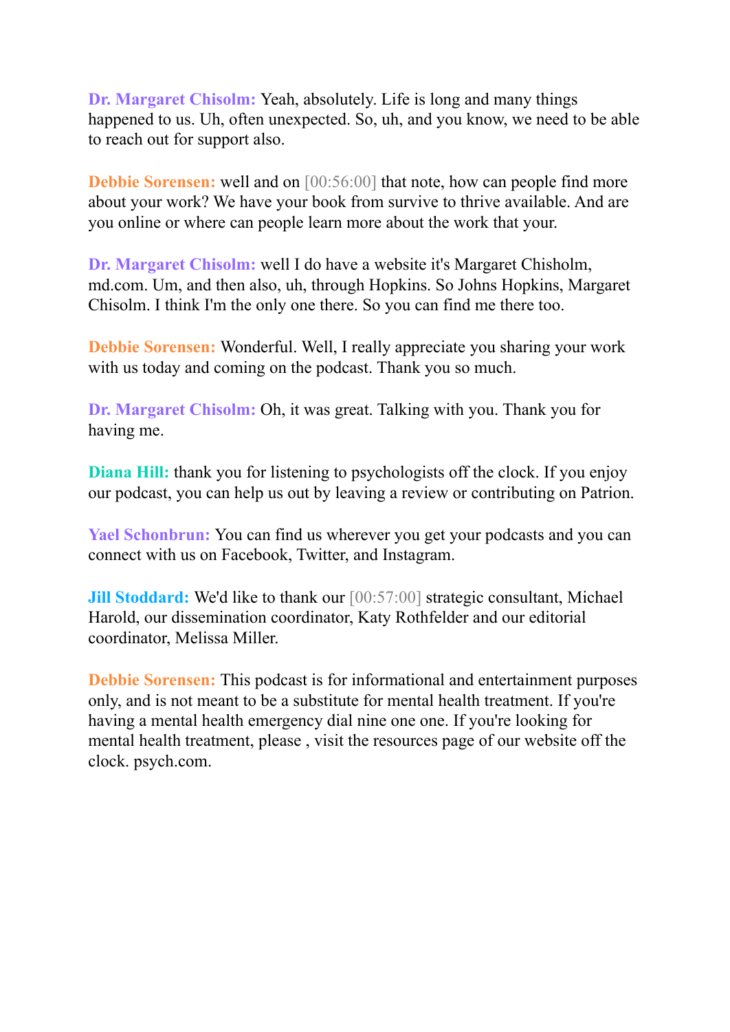**Dr. Margaret Chisolm:** Yeah, absolutely. Life is long and many things happened to us. Uh, often unexpected. So, uh, and you know, we need to be able to reach out for support also.

**Debbie Sorensen:** well and on [00:56:00] that note, how can people find more about your work? We have your book from survive to thrive available. And are you online or where can people learn more about the work that your.

**Dr. Margaret Chisolm:** well I do have a website it's Margaret Chisholm, md.com. Um, and then also, uh, through Hopkins. So Johns Hopkins, Margaret Chisolm. I think I'm the only one there. So you can find me there too.

**Debbie Sorensen:** Wonderful. Well, I really appreciate you sharing your work with us today and coming on the podcast. Thank you so much.

**Dr. Margaret Chisolm:** Oh, it was great. Talking with you. Thank you for having me.

**Diana Hill:** thank you for listening to psychologists off the clock. If you enjoy our podcast, you can help us out by leaving a review or contributing on Patrion.

**Yael Schonbrun:** You can find us wherever you get your podcasts and you can connect with us on Facebook, Twitter, and Instagram.

**Jill Stoddard:** We'd like to thank our [00:57:00] strategic consultant, Michael Harold, our dissemination coordinator, Katy Rothfelder and our editorial coordinator, Melissa Miller.

**Debbie Sorensen:** This podcast is for informational and entertainment purposes only, and is not meant to be a substitute for mental health treatment. If you're having a mental health emergency dial nine one one. If you're looking for mental health treatment, please , visit the resources page of our website off the clock. psych.com.